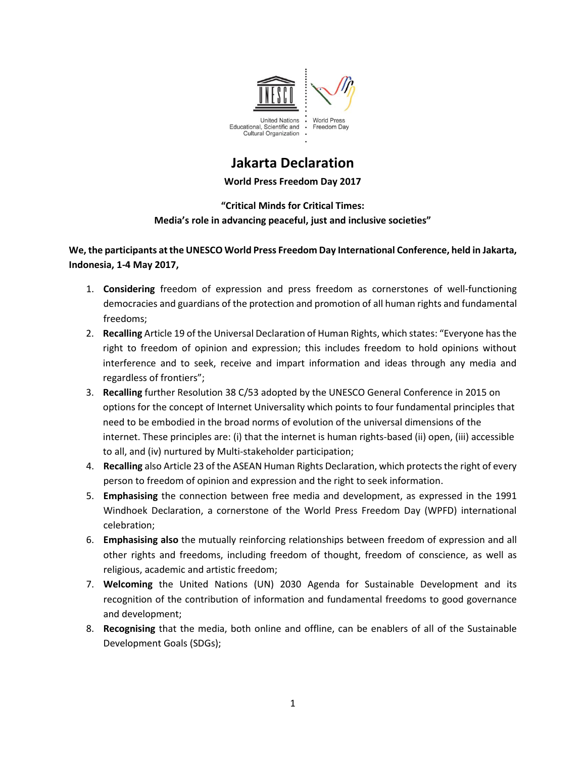United Nations Educational, Scientific and Cultural Organization

World Press Freedom Day

# Jakarta Declaration

**World Press Freedom Day 2017**

**"Critical Minds for Critical Times: Media's role in advancing peaceful, just and inclusive societies"**

**We, the participants at the UNESCO World Press Freedom Day International Conference, held in Jakarta, Indonesia, 1-4 May 2017,**

1. **Considering** freedom of expression and press freedom as cornerstones of well-functioning democracies and guardians of the protection and promotion of all human rights and fundamental freedoms;
2. **Recalling** Article 19 of the Universal Declaration of Human Rights, which states: "Everyone has the right to freedom of opinion and expression; this includes freedom to hold opinions without interference and to seek, receive and impart information and ideas through any media and regardless of frontiers";
3. **Recalling** further Resolution 38 C/53 adopted by the UNESCO General Conference in 2015 on options for the concept of Internet Universality which points to four fundamental principles that need to be embodied in the broad norms of evolution of the universal dimensions of the internet. These principles are: (i) that the internet is human rights-based (ii) open, (iii) accessible to all, and (iv) nurtured by Multi-stakeholder participation;
4. **Recalling** also Article 23 of the ASEAN Human Rights Declaration, which protects the right of every person to freedom of opinion and expression and the right to seek information.
5. **Emphasising** the connection between free media and development, as expressed in the 1991 Windhoek Declaration, a cornerstone of the World Press Freedom Day (WPFD) international celebration;
6. **Emphasising also** the mutually reinforcing relationships between freedom of expression and all other rights and freedoms, including freedom of thought, freedom of conscience, as well as religious, academic and artistic freedom;
7. **Welcoming** the United Nations (UN) 2030 Agenda for Sustainable Development and its recognition of the contribution of information and fundamental freedoms to good governance and development;
8. **Recognising** that the media, both online and offline, can be enablers of all of the Sustainable Development Goals (SDGs);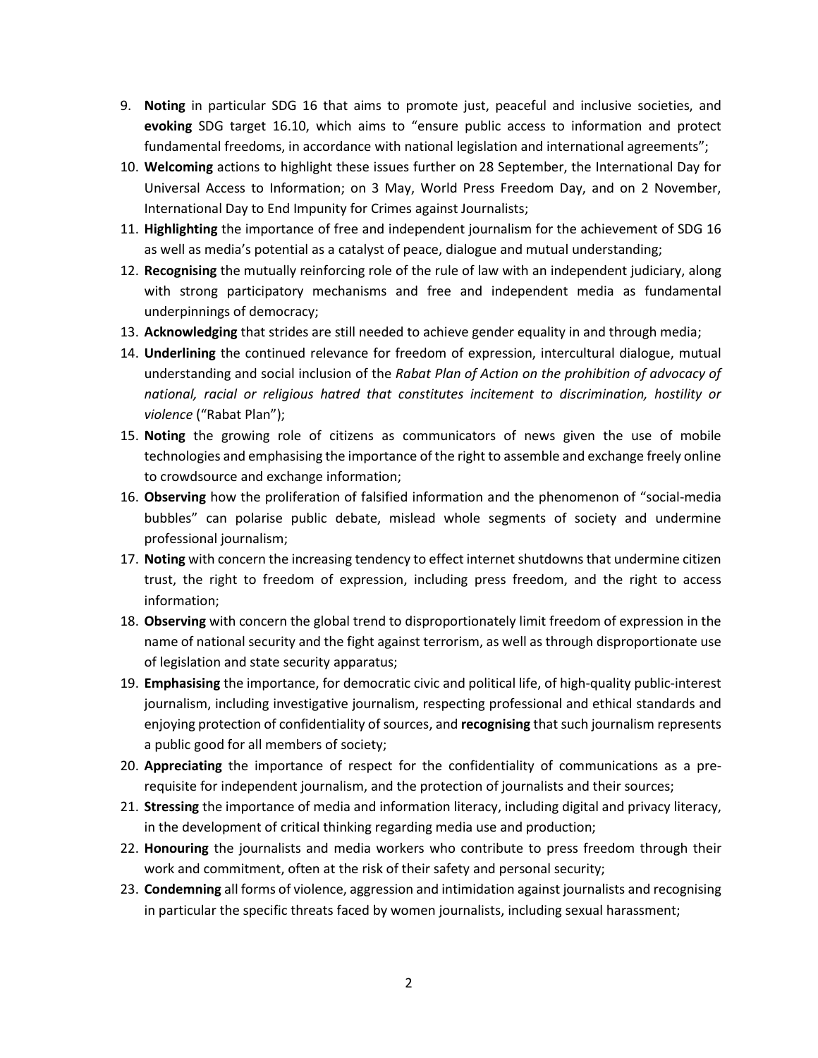9. **Noting** in particular SDG 16 that aims to promote just, peaceful and inclusive societies, and **evoking** SDG target 16.10, which aims to "ensure public access to information and protect fundamental freedoms, in accordance with national legislation and international agreements";
10. **Welcoming** actions to highlight these issues further on 28 September, the International Day for Universal Access to Information; on 3 May, World Press Freedom Day, and on 2 November, International Day to End Impunity for Crimes against Journalists;
11. **Highlighting** the importance of free and independent journalism for the achievement of SDG 16 as well as media's potential as a catalyst of peace, dialogue and mutual understanding;
12. **Recognising** the mutually reinforcing role of the rule of law with an independent judiciary, along with strong participatory mechanisms and free and independent media as fundamental underpinnings of democracy;
13. **Acknowledging** that strides are still needed to achieve gender equality in and through media;
14. **Underlining** the continued relevance for freedom of expression, intercultural dialogue, mutual understanding and social inclusion of the *Rabat Plan of Action on the prohibition of advocacy of national, racial or religious hatred that constitutes incitement to discrimination, hostility or violence* ("Rabat Plan");
15. **Noting** the growing role of citizens as communicators of news given the use of mobile technologies and emphasising the importance of the right to assemble and exchange freely online to crowdsource and exchange information;
16. **Observing** how the proliferation of falsified information and the phenomenon of "social-media bubbles" can polarise public debate, mislead whole segments of society and undermine professional journalism;
17. **Noting** with concern the increasing tendency to effect internet shutdowns that undermine citizen trust, the right to freedom of expression, including press freedom, and the right to access information;
18. **Observing** with concern the global trend to disproportionately limit freedom of expression in the name of national security and the fight against terrorism, as well as through disproportionate use of legislation and state security apparatus;
19. **Emphasising** the importance, for democratic civic and political life, of high-quality public-interest journalism, including investigative journalism, respecting professional and ethical standards and enjoying protection of confidentiality of sources, and **recognising** that such journalism represents a public good for all members of society;
20. **Appreciating** the importance of respect for the confidentiality of communications as a pre-requisite for independent journalism, and the protection of journalists and their sources;
21. **Stressing** the importance of media and information literacy, including digital and privacy literacy, in the development of critical thinking regarding media use and production;
22. **Honouring** the journalists and media workers who contribute to press freedom through their work and commitment, often at the risk of their safety and personal security;
23. **Condemning** all forms of violence, aggression and intimidation against journalists and recognising in particular the specific threats faced by women journalists, including sexual harassment;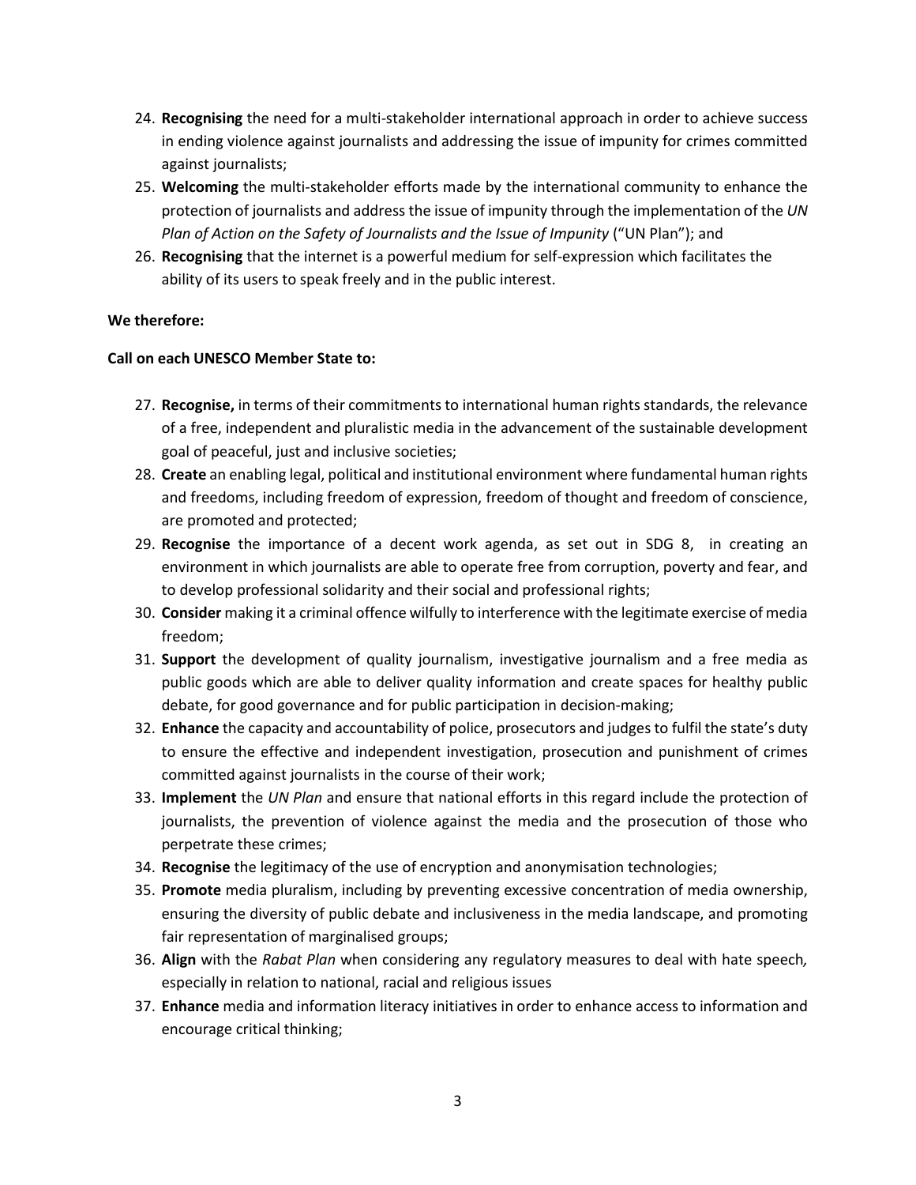24. **Recognising** the need for a multi-stakeholder international approach in order to achieve success in ending violence against journalists and addressing the issue of impunity for crimes committed against journalists;
25. **Welcoming** the multi-stakeholder efforts made by the international community to enhance the protection of journalists and address the issue of impunity through the implementation of the *UN Plan of Action on the Safety of Journalists and the Issue of Impunity* ("UN Plan"); and
26. **Recognising** that the internet is a powerful medium for self-expression which facilitates the ability of its users to speak freely and in the public interest.

**We therefore:**

**Call on each UNESCO Member State to:**

27. **Recognise,** in terms of their commitments to international human rights standards, the relevance of a free, independent and pluralistic media in the advancement of the sustainable development goal of peaceful, just and inclusive societies;
28. **Create** an enabling legal, political and institutional environment where fundamental human rights and freedoms, including freedom of expression, freedom of thought and freedom of conscience, are promoted and protected;
29. **Recognise** the importance of a decent work agenda, as set out in SDG 8, in creating an environment in which journalists are able to operate free from corruption, poverty and fear, and to develop professional solidarity and their social and professional rights;
30. **Consider** making it a criminal offence wilfully to interference with the legitimate exercise of media freedom;
31. **Support** the development of quality journalism, investigative journalism and a free media as public goods which are able to deliver quality information and create spaces for healthy public debate, for good governance and for public participation in decision-making;
32. **Enhance** the capacity and accountability of police, prosecutors and judges to fulfil the state's duty to ensure the effective and independent investigation, prosecution and punishment of crimes committed against journalists in the course of their work;
33. **Implement** the *UN Plan* and ensure that national efforts in this regard include the protection of journalists, the prevention of violence against the media and the prosecution of those who perpetrate these crimes;
34. **Recognise** the legitimacy of the use of encryption and anonymisation technologies;
35. **Promote** media pluralism, including by preventing excessive concentration of media ownership, ensuring the diversity of public debate and inclusiveness in the media landscape, and promoting fair representation of marginalised groups;
36. **Align** with the *Rabat Plan* when considering any regulatory measures to deal with hate speech, especially in relation to national, racial and religious issues
37. **Enhance** media and information literacy initiatives in order to enhance access to information and encourage critical thinking;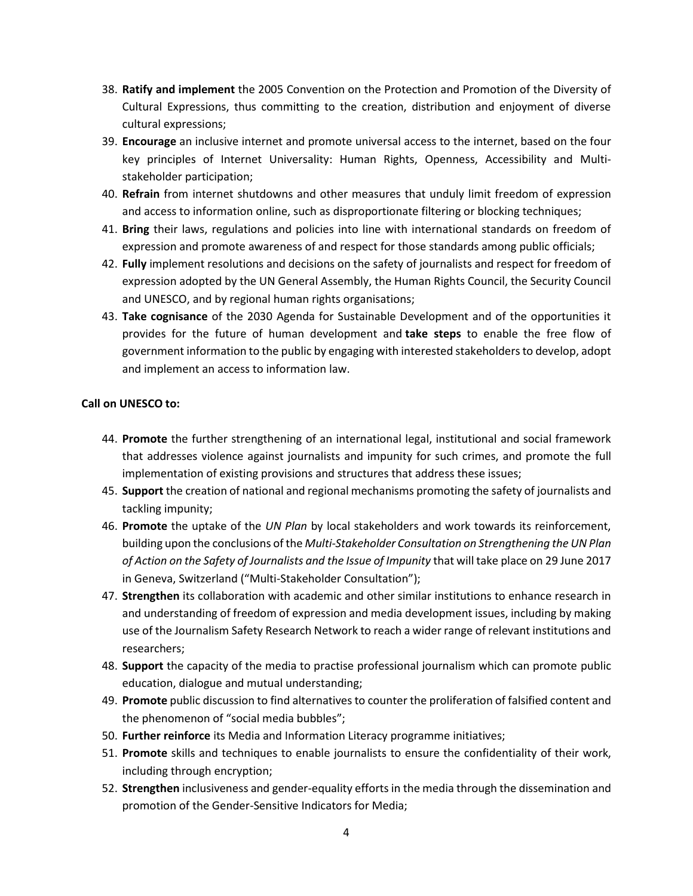38. **Ratify and implement** the 2005 Convention on the Protection and Promotion of the Diversity of Cultural Expressions, thus committing to the creation, distribution and enjoyment of diverse cultural expressions;
39. **Encourage** an inclusive internet and promote universal access to the internet, based on the four key principles of Internet Universality: Human Rights, Openness, Accessibility and Multi-stakeholder participation;
40. **Refrain** from internet shutdowns and other measures that unduly limit freedom of expression and access to information online, such as disproportionate filtering or blocking techniques;
41. **Bring** their laws, regulations and policies into line with international standards on freedom of expression and promote awareness of and respect for those standards among public officials;
42. **Fully** implement resolutions and decisions on the safety of journalists and respect for freedom of expression adopted by the UN General Assembly, the Human Rights Council, the Security Council and UNESCO, and by regional human rights organisations;
43. **Take cognisance** of the 2030 Agenda for Sustainable Development and of the opportunities it provides for the future of human development and **take steps** to enable the free flow of government information to the public by engaging with interested stakeholders to develop, adopt and implement an access to information law.

**Call on UNESCO to:**

44. **Promote** the further strengthening of an international legal, institutional and social framework that addresses violence against journalists and impunity for such crimes, and promote the full implementation of existing provisions and structures that address these issues;
45. **Support** the creation of national and regional mechanisms promoting the safety of journalists and tackling impunity;
46. **Promote** the uptake of the *UN Plan* by local stakeholders and work towards its reinforcement, building upon the conclusions of the *Multi-Stakeholder Consultation on Strengthening the UN Plan of Action on the Safety of Journalists and the Issue of Impunity* that will take place on 29 June 2017 in Geneva, Switzerland ("Multi-Stakeholder Consultation");
47. **Strengthen** its collaboration with academic and other similar institutions to enhance research in and understanding of freedom of expression and media development issues, including by making use of the Journalism Safety Research Network to reach a wider range of relevant institutions and researchers;
48. **Support** the capacity of the media to practise professional journalism which can promote public education, dialogue and mutual understanding;
49. **Promote** public discussion to find alternatives to counter the proliferation of falsified content and the phenomenon of "social media bubbles";
50. **Further reinforce** its Media and Information Literacy programme initiatives;
51. **Promote** skills and techniques to enable journalists to ensure the confidentiality of their work, including through encryption;
52. **Strengthen** inclusiveness and gender-equality efforts in the media through the dissemination and promotion of the Gender-Sensitive Indicators for Media;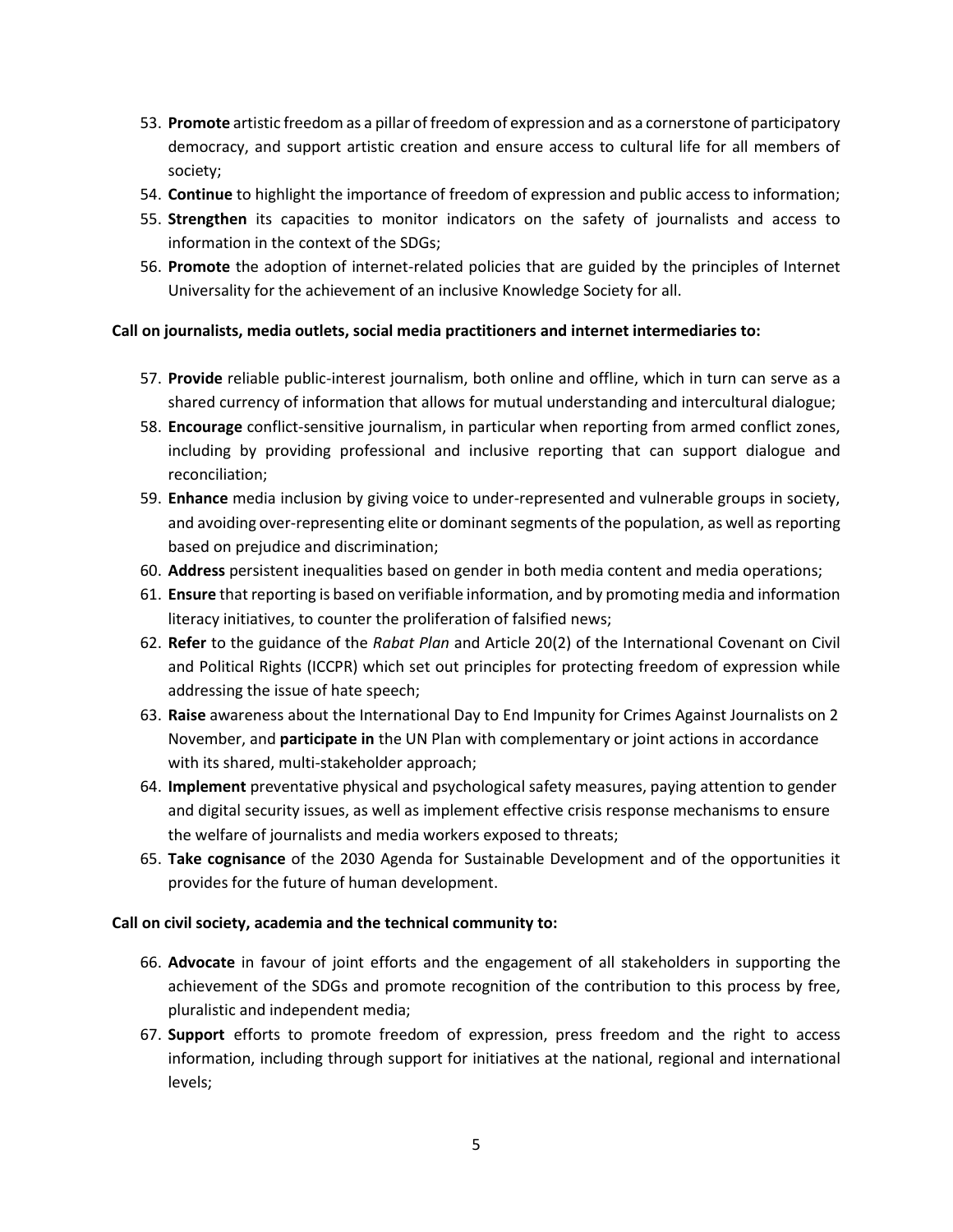53. **Promote** artistic freedom as a pillar of freedom of expression and as a cornerstone of participatory democracy, and support artistic creation and ensure access to cultural life for all members of society;
54. **Continue** to highlight the importance of freedom of expression and public access to information;
55. **Strengthen** its capacities to monitor indicators on the safety of journalists and access to information in the context of the SDGs;
56. **Promote** the adoption of internet-related policies that are guided by the principles of Internet Universality for the achievement of an inclusive Knowledge Society for all.

**Call on journalists, media outlets, social media practitioners and internet intermediaries to:**

57. **Provide** reliable public-interest journalism, both online and offline, which in turn can serve as a shared currency of information that allows for mutual understanding and intercultural dialogue;
58. **Encourage** conflict-sensitive journalism, in particular when reporting from armed conflict zones, including by providing professional and inclusive reporting that can support dialogue and reconciliation;
59. **Enhance** media inclusion by giving voice to under-represented and vulnerable groups in society, and avoiding over-representing elite or dominant segments of the population, as well as reporting based on prejudice and discrimination;
60. **Address** persistent inequalities based on gender in both media content and media operations;
61. **Ensure** that reporting is based on verifiable information, and by promoting media and information literacy initiatives, to counter the proliferation of falsified news;
62. **Refer** to the guidance of the *Rabat Plan* and Article 20(2) of the International Covenant on Civil and Political Rights (ICCPR) which set out principles for protecting freedom of expression while addressing the issue of hate speech;
63. **Raise** awareness about the International Day to End Impunity for Crimes Against Journalists on 2 November, and **participate in** the UN Plan with complementary or joint actions in accordance with its shared, multi-stakeholder approach;
64. **Implement** preventative physical and psychological safety measures, paying attention to gender and digital security issues, as well as implement effective crisis response mechanisms to ensure the welfare of journalists and media workers exposed to threats;
65. **Take cognisance** of the 2030 Agenda for Sustainable Development and of the opportunities it provides for the future of human development.

**Call on civil society, academia and the technical community to:**

66. **Advocate** in favour of joint efforts and the engagement of all stakeholders in supporting the achievement of the SDGs and promote recognition of the contribution to this process by free, pluralistic and independent media;
67. **Support** efforts to promote freedom of expression, press freedom and the right to access information, including through support for initiatives at the national, regional and international levels;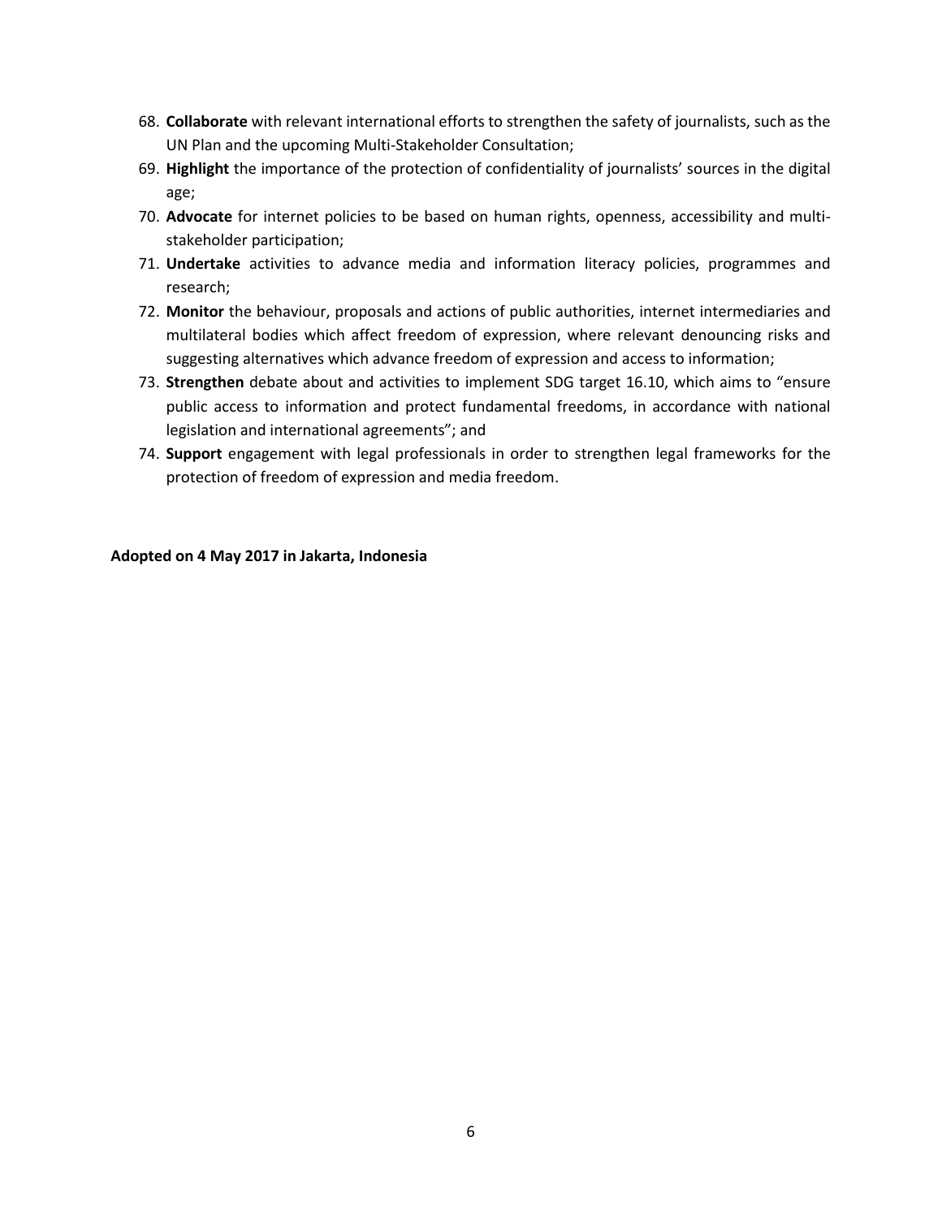68. **Collaborate** with relevant international efforts to strengthen the safety of journalists, such as the UN Plan and the upcoming Multi-Stakeholder Consultation;
69. **Highlight** the importance of the protection of confidentiality of journalists' sources in the digital age;
70. **Advocate** for internet policies to be based on human rights, openness, accessibility and multi-stakeholder participation;
71. **Undertake** activities to advance media and information literacy policies, programmes and research;
72. **Monitor** the behaviour, proposals and actions of public authorities, internet intermediaries and multilateral bodies which affect freedom of expression, where relevant denouncing risks and suggesting alternatives which advance freedom of expression and access to information;
73. **Strengthen** debate about and activities to implement SDG target 16.10, which aims to "ensure public access to information and protect fundamental freedoms, in accordance with national legislation and international agreements"; and
74. **Support** engagement with legal professionals in order to strengthen legal frameworks for the protection of freedom of expression and media freedom.

**Adopted on 4 May 2017 in Jakarta, Indonesia**